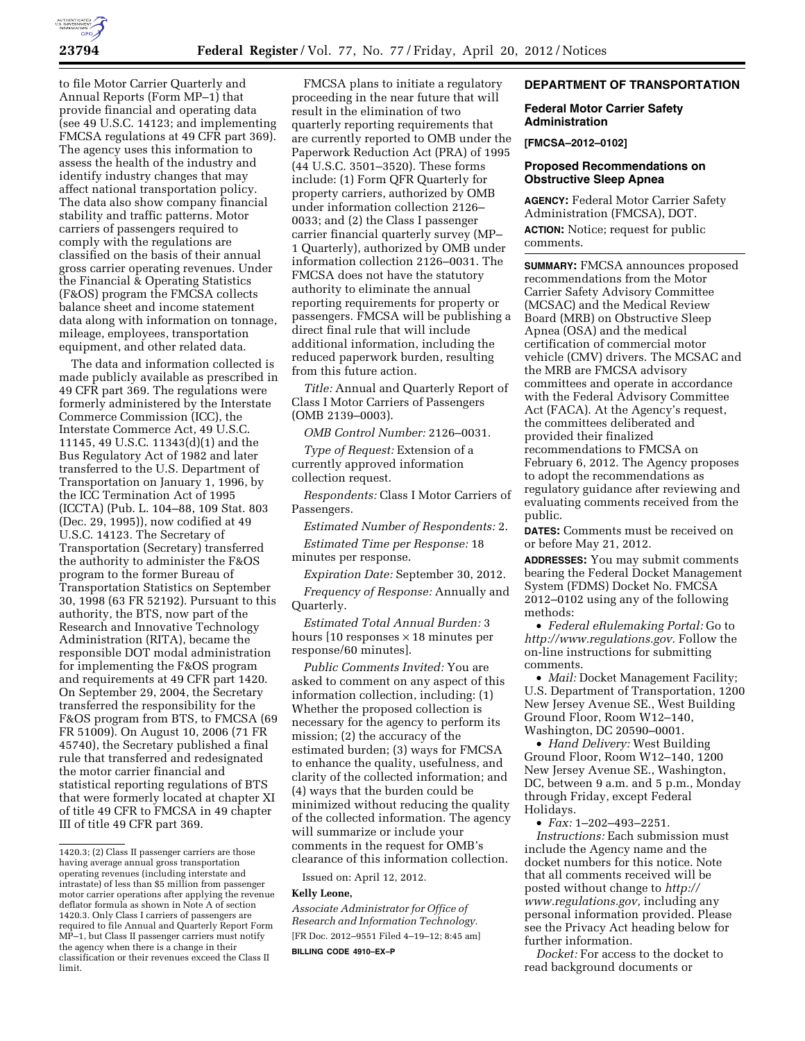to file Motor Carrier Quarterly and Annual Reports (Form MP–1) that provide financial and operating data (see 49 U.S.C. 14123; and implementing FMCSA regulations at 49 CFR part 369). The agency uses this information to assess the health of the industry and identify industry changes that may affect national transportation policy. The data also show company financial stability and traffic patterns. Motor carriers of passengers required to comply with the regulations are classified on the basis of their annual gross carrier operating revenues. Under the Financial & Operating Statistics (F&OS) program the FMCSA collects balance sheet and income statement data along with information on tonnage, mileage, employees, transportation equipment, and other related data.

The data and information collected is made publicly available as prescribed in 49 CFR part 369. The regulations were formerly administered by the Interstate Commerce Commission (ICC), the Interstate Commerce Act, 49 U.S.C. 11145, 49 U.S.C. 11343(d)(1) and the Bus Regulatory Act of 1982 and later transferred to the U.S. Department of Transportation on January 1, 1996, by the ICC Termination Act of 1995 (ICCTA) (Pub. L. 104–88, 109 Stat. 803 (Dec. 29, 1995)), now codified at 49 U.S.C. 14123. The Secretary of Transportation (Secretary) transferred the authority to administer the F&OS program to the former Bureau of Transportation Statistics on September 30, 1998 (63 FR 52192). Pursuant to this authority, the BTS, now part of the Research and Innovative Technology Administration (RITA), became the responsible DOT modal administration for implementing the F&OS program and requirements at 49 CFR part 1420. On September 29, 2004, the Secretary transferred the responsibility for the F&OS program from BTS, to FMCSA (69 FR 51009). On August 10, 2006 (71 FR 45740), the Secretary published a final rule that transferred and redesignated the motor carrier financial and statistical reporting regulations of BTS that were formerly located at chapter XI of title 49 CFR to FMCSA in 49 chapter III of title 49 CFR part 369.

---

1420.3; (2) Class II passenger carriers are those having average annual gross transportation operating revenues (including interstate and intrastate) of less than $5 million from passenger motor carrier operations after applying the revenue deflator formula as shown in Note A of section 1420.3. Only Class I carriers of passengers are required to file Annual and Quarterly Report Form MP–1, but Class II passenger carriers must notify the agency when there is a change in their classification or their revenues exceed the Class II limit.

FMCSA plans to initiate a regulatory proceeding in the near future that will result in the elimination of two quarterly reporting requirements that are currently reported to OMB under the Paperwork Reduction Act (PRA) of 1995 (44 U.S.C. 3501–3520). These forms include: (1) Form QFR Quarterly for property carriers, authorized by OMB under information collection 2126–0033; and (2) the Class I passenger carrier financial quarterly survey (MP–1 Quarterly), authorized by OMB under information collection 2126–0031. The FMCSA does not have the statutory authority to eliminate the annual reporting requirements for property or passengers. FMCSA will be publishing a direct final rule that will include additional information, including the reduced paperwork burden, resulting from this future action.

*Title:* Annual and Quarterly Report of Class I Motor Carriers of Passengers (OMB 2139–0003).

*OMB Control Number:* 2126–0031.

*Type of Request:* Extension of a currently approved information collection request.

*Respondents:* Class I Motor Carriers of Passengers.

*Estimated Number of Respondents:* 2.

*Estimated Time per Response:* 18 minutes per response.

*Expiration Date:* September 30, 2012.

*Frequency of Response:* Annually and Quarterly.

*Estimated Total Annual Burden:* 3 hours [10 responses × 18 minutes per response/60 minutes].

*Public Comments Invited:* You are asked to comment on any aspect of this information collection, including: (1) Whether the proposed collection is necessary for the agency to perform its mission; (2) the accuracy of the estimated burden; (3) ways for FMCSA to enhance the quality, usefulness, and clarity of the collected information; and (4) ways that the burden could be minimized without reducing the quality of the collected information. The agency will summarize or include your comments in the request for OMB's clearance of this information collection.

Issued on: April 12, 2012.

**Kelly Leone,**

*Associate Administrator for Office of Research and Information Technology.*

[FR Doc. 2012–9551 Filed 4–19–12; 8:45 am]

**BILLING CODE 4910–EX–P**

## DEPARTMENT OF TRANSPORTATION

### Federal Motor Carrier Safety Administration

**[FMCSA–2012–0102]**

### Proposed Recommendations on Obstructive Sleep Apnea

**AGENCY:** Federal Motor Carrier Safety Administration (FMCSA), DOT.

**ACTION:** Notice; request for public comments.

**SUMMARY:** FMCSA announces proposed recommendations from the Motor Carrier Safety Advisory Committee (MCSAC) and the Medical Review Board (MRB) on Obstructive Sleep Apnea (OSA) and the medical certification of commercial motor vehicle (CMV) drivers. The MCSAC and the MRB are FMCSA advisory committees and operate in accordance with the Federal Advisory Committee Act (FACA). At the Agency's request, the committees deliberated and provided their finalized recommendations to FMCSA on February 6, 2012. The Agency proposes to adopt the recommendations as regulatory guidance after reviewing and evaluating comments received from the public.

**DATES:** Comments must be received on or before May 21, 2012.

**ADDRESSES:** You may submit comments bearing the Federal Docket Management System (FDMS) Docket No. FMCSA 2012–0102 using any of the following methods:

- *Federal eRulemaking Portal:* Go to *http://www.regulations.gov.* Follow the on-line instructions for submitting comments.
- *Mail:* Docket Management Facility; U.S. Department of Transportation, 1200 New Jersey Avenue SE., West Building Ground Floor, Room W12–140, Washington, DC 20590–0001.
- *Hand Delivery:* West Building Ground Floor, Room W12–140, 1200 New Jersey Avenue SE., Washington, DC, between 9 a.m. and 5 p.m., Monday through Friday, except Federal Holidays.
- *Fax:* 1–202–493–2251.

*Instructions:* Each submission must include the Agency name and the docket numbers for this notice. Note that all comments received will be posted without change to *http://www.regulations.gov,* including any personal information provided. Please see the Privacy Act heading below for further information.

*Docket:* For access to the docket to read background documents or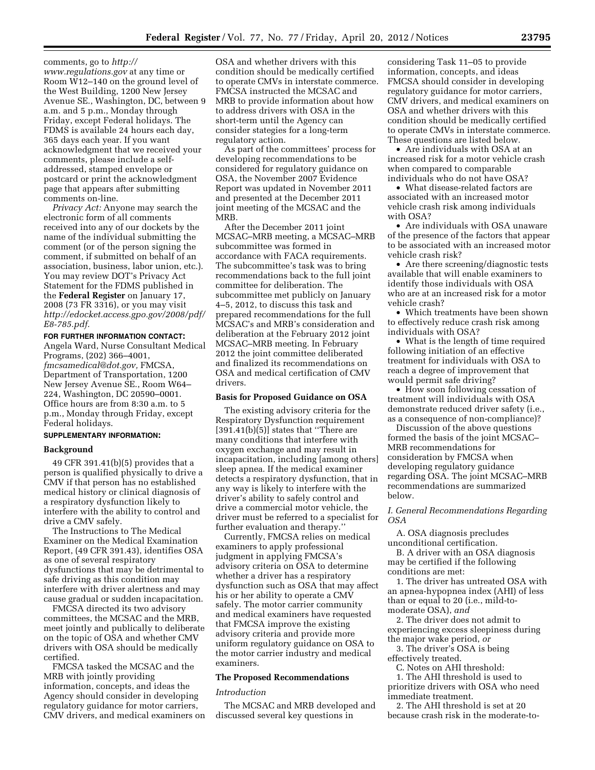comments, go to *http://www.regulations.gov* at any time or Room W12–140 on the ground level of the West Building, 1200 New Jersey Avenue SE., Washington, DC, between 9 a.m. and 5 p.m., Monday through Friday, except Federal holidays. The FDMS is available 24 hours each day, 365 days each year. If you want acknowledgment that we received your comments, please include a self-addressed, stamped envelope or postcard or print the acknowledgment page that appears after submitting comments on-line.

*Privacy Act:* Anyone may search the electronic form of all comments received into any of our dockets by the name of the individual submitting the comment (or of the person signing the comment, if submitted on behalf of an association, business, labor union, etc.). You may review DOT's Privacy Act Statement for the FDMS published in the **Federal Register** on January 17, 2008 (73 FR 3316), or you may visit *http://edocket.access.gpo.gov/2008/pdf/E8-785.pdf.*

**FOR FURTHER INFORMATION CONTACT:** Angela Ward, Nurse Consultant Medical Programs, (202) 366–4001, *fmcsamedical@dot.gov,* FMCSA, Department of Transportation, 1200 New Jersey Avenue SE., Room W64–224, Washington, DC 20590–0001. Office hours are from 8:30 a.m. to 5 p.m., Monday through Friday, except Federal holidays.

**SUPPLEMENTARY INFORMATION:**

## Background

49 CFR 391.41(b)(5) provides that a person is qualified physically to drive a CMV if that person has no established medical history or clinical diagnosis of a respiratory dysfunction likely to interfere with the ability to control and drive a CMV safely.

The Instructions to The Medical Examiner on the Medical Examination Report, (49 CFR 391.43), identifies OSA as one of several respiratory dysfunctions that may be detrimental to safe driving as this condition may interfere with driver alertness and may cause gradual or sudden incapacitation.

FMCSA directed its two advisory committees, the MCSAC and the MRB, meet jointly and publically to deliberate on the topic of OSA and whether CMV drivers with OSA should be medically certified.

FMCSA tasked the MCSAC and the MRB with jointly providing information, concepts, and ideas the Agency should consider in developing regulatory guidance for motor carriers, CMV drivers, and medical examiners on OSA and whether drivers with this condition should be medically certified to operate CMVs in interstate commerce. FMCSA instructed the MCSAC and MRB to provide information about how to address drivers with OSA in the short-term until the Agency can consider stategies for a long-term regulatory action.

As part of the committees' process for developing recommendations to be considered for regulatory guidance on OSA, the November 2007 Evidence Report was updated in November 2011 and presented at the December 2011 joint meeting of the MCSAC and the MRB.

After the December 2011 joint MCSAC–MRB meeting, a MCSAC–MRB subcommittee was formed in accordance with FACA requirements. The subcommittee's task was to bring recommendations back to the full joint committee for deliberation. The subcommittee met publicly on January 4–5, 2012, to discuss this task and prepared recommendations for the full MCSAC's and MRB's consideration and deliberation at the February 2012 joint MCSAC–MRB meeting. In February 2012 the joint committee deliberated and finalized its recommendations on OSA and medical certification of CMV drivers.

## Basis for Proposed Guidance on OSA

The existing advisory criteria for the Respiratory Dysfunction requirement [391.41(b)(5)] states that ''There are many conditions that interfere with oxygen exchange and may result in incapacitation, including [among others] sleep apnea. If the medical examiner detects a respiratory dysfunction, that in any way is likely to interfere with the driver's ability to safely control and drive a commercial motor vehicle, the driver must be referred to a specialist for further evaluation and therapy.''

Currently, FMCSA relies on medical examiners to apply professional judgment in applying FMCSA's advisory criteria on OSA to determine whether a driver has a respiratory dysfunction such as OSA that may affect his or her ability to operate a CMV safely. The motor carrier community and medical examiners have requested that FMCSA improve the existing advisory criteria and provide more uniform regulatory guidance on OSA to the motor carrier industry and medical examiners.

## The Proposed Recommendations

### *Introduction*

The MCSAC and MRB developed and discussed several key questions in considering Task 11–05 to provide information, concepts, and ideas FMCSA should consider in developing regulatory guidance for motor carriers, CMV drivers, and medical examiners on OSA and whether drivers with this condition should be medically certified to operate CMVs in interstate commerce. These questions are listed below.

- Are individuals with OSA at an increased risk for a motor vehicle crash when compared to comparable individuals who do not have OSA?
- What disease-related factors are associated with an increased motor vehicle crash risk among individuals with OSA?
- Are individuals with OSA unaware of the presence of the factors that appear to be associated with an increased motor vehicle crash risk?
- Are there screening/diagnostic tests available that will enable examiners to identify those individuals with OSA who are at an increased risk for a motor vehicle crash?
- Which treatments have been shown to effectively reduce crash risk among individuals with OSA?
- What is the length of time required following initiation of an effective treatment for individuals with OSA to reach a degree of improvement that would permit safe driving?
- How soon following cessation of treatment will individuals with OSA demonstrate reduced driver safety (i.e., as a consequence of non-compliance)?

Discussion of the above questions formed the basis of the joint MCSAC–MRB recommendations for consideration by FMCSA when developing regulatory guidance regarding OSA. The joint MCSAC–MRB recommendations are summarized below.

### *I. General Recommendations Regarding OSA*

A. OSA diagnosis precludes unconditional certification.

B. A driver with an OSA diagnosis may be certified if the following conditions are met:

1. The driver has untreated OSA with an apnea-hypopnea index (AHI) of less than or equal to 20 (i.e., mild-to-moderate OSA), *and*

2. The driver does not admit to experiencing excess sleepiness during the major wake period, *or*

3. The driver's OSA is being effectively treated.

C. Notes on AHI threshold:

1. The AHI threshold is used to prioritize drivers with OSA who need immediate treatment.

2. The AHI threshold is set at 20 because crash risk in the moderate-to-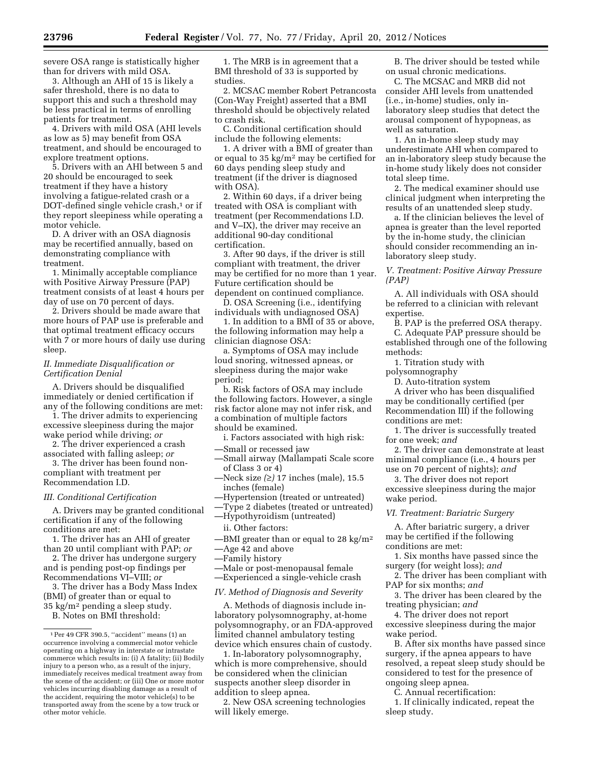severe OSA range is statistically higher than for drivers with mild OSA.

3. Although an AHI of 15 is likely a safer threshold, there is no data to support this and such a threshold may be less practical in terms of enrolling patients for treatment.

4. Drivers with mild OSA (AHI levels as low as 5) may benefit from OSA treatment, and should be encouraged to explore treatment options.

5. Drivers with an AHI between 5 and 20 should be encouraged to seek treatment if they have a history involving a fatigue-related crash or a DOT-defined single vehicle crash,[1] or if they report sleepiness while operating a motor vehicle.

D. A driver with an OSA diagnosis may be recertified annually, based on demonstrating compliance with treatment.

1. Minimally acceptable compliance with Positive Airway Pressure (PAP) treatment consists of at least 4 hours per day of use on 70 percent of days.

2. Drivers should be made aware that more hours of PAP use is preferable and that optimal treatment efficacy occurs with 7 or more hours of daily use during sleep.

### *II. Immediate Disqualification or Certification Denial*

A. Drivers should be disqualified immediately or denied certification if any of the following conditions are met:

1. The driver admits to experiencing excessive sleepiness during the major wake period while driving; *or*

2. The driver experienced a crash associated with falling asleep; *or*

3. The driver has been found non-compliant with treatment per Recommendation I.D.

### *III. Conditional Certification*

A. Drivers may be granted conditional certification if any of the following conditions are met:

1. The driver has an AHI of greater than 20 until compliant with PAP; *or*

2. The driver has undergone surgery and is pending post-op findings per Recommendations VI–VIII; *or*

3. The driver has a Body Mass Index (BMI) of greater than or equal to 35 kg/$m^2$ pending a sleep study.

B. Notes on BMI threshold:

1. The MRB is in agreement that a BMI threshold of 33 is supported by studies.

2. MCSAC member Robert Petrancosta (Con-Way Freight) asserted that a BMI threshold should be objectively related to crash risk.

C. Conditional certification should include the following elements:

1. A driver with a BMI of greater than or equal to 35 kg/$m^2$ may be certified for 60 days pending sleep study and treatment (if the driver is diagnosed with OSA).

2. Within 60 days, if a driver being treated with OSA is compliant with treatment (per Recommendations I.D. and V–IX), the driver may receive an additional 90-day conditional certification.

3. After 90 days, if the driver is still compliant with treatment, the driver may be certified for no more than 1 year. Future certification should be dependent on continued compliance.

D. OSA Screening (i.e., identifying individuals with undiagnosed OSA)

1. In addition to a BMI of 35 or above, the following information may help a clinician diagnose OSA:

a. Symptoms of OSA may include loud snoring, witnessed apneas, or sleepiness during the major wake period;

b. Risk factors of OSA may include the following factors. However, a single risk factor alone may not infer risk, and a combination of multiple factors should be examined.

i. Factors associated with high risk:

—Small or recessed jaw
—Small airway (Mallampati Scale score of Class 3 or 4)
—Neck size *(≥)* 17 inches (male), 15.5 inches (female)
—Hypertension (treated or untreated)
—Type 2 diabetes (treated or untreated)
—Hypothyroidism (untreated)

ii. Other factors:

—BMI greater than or equal to 28 kg/$m^2$
—Age 42 and above
—Family history
—Male or post-menopausal female
—Experienced a single-vehicle crash

### *IV. Method of Diagnosis and Severity*

A. Methods of diagnosis include in-laboratory polysomnography, at-home polysomnography, or an FDA-approved limited channel ambulatory testing device which ensures chain of custody.

1. In-laboratory polysomnography, which is more comprehensive, should be considered when the clinician suspects another sleep disorder in addition to sleep apnea.

2. New OSA screening technologies will likely emerge.

B. The driver should be tested while on usual chronic medications.

C. The MCSAC and MRB did not consider AHI levels from unattended (i.e., in-home) studies, only in-laboratory sleep studies that detect the arousal component of hypopneas, as well as saturation.

1. An in-home sleep study may underestimate AHI when compared to an in-laboratory sleep study because the in-home study likely does not consider total sleep time.

2. The medical examiner should use clinical judgment when interpreting the results of an unattended sleep study.

a. If the clinician believes the level of apnea is greater than the level reported by the in-home study, the clinician should consider recommending an in-laboratory sleep study.

### *V. Treatment: Positive Airway Pressure (PAP)*

A. All individuals with OSA should be referred to a clinician with relevant expertise.

B. PAP is the preferred OSA therapy.

C. Adequate PAP pressure should be established through one of the following methods:

1. Titration study with polysomnography

D. Auto-titration system

A driver who has been disqualified may be conditionally certified (per Recommendation III) if the following conditions are met:

1. The driver is successfully treated for one week; *and*

2. The driver can demonstrate at least minimal compliance (i.e., 4 hours per use on 70 percent of nights); *and*

3. The driver does not report excessive sleepiness during the major wake period.

### *VI. Treatment: Bariatric Surgery*

A. After bariatric surgery, a driver may be certified if the following conditions are met:

1. Six months have passed since the surgery (for weight loss); *and*

2. The driver has been compliant with PAP for six months; *and*

3. The driver has been cleared by the treating physician; *and*

4. The driver does not report excessive sleepiness during the major wake period.

B. After six months have passed since surgery, if the apnea appears to have resolved, a repeat sleep study should be considered to test for the presence of ongoing sleep apnea.

C. Annual recertification:

1. If clinically indicated, repeat the sleep study.

---

[1] Per 49 CFR 390.5, ''accident'' means (1) an occurrence involving a commercial motor vehicle operating on a highway in interstate or intrastate commerce which results in: (i) A fatality; (ii) Bodily injury to a person who, as a result of the injury, immediately receives medical treatment away from the scene of the accident; or (iii) One or more motor vehicles incurring disabling damage as a result of the accident, requiring the motor vehicle(s) to be transported away from the scene by a tow truck or other motor vehicle.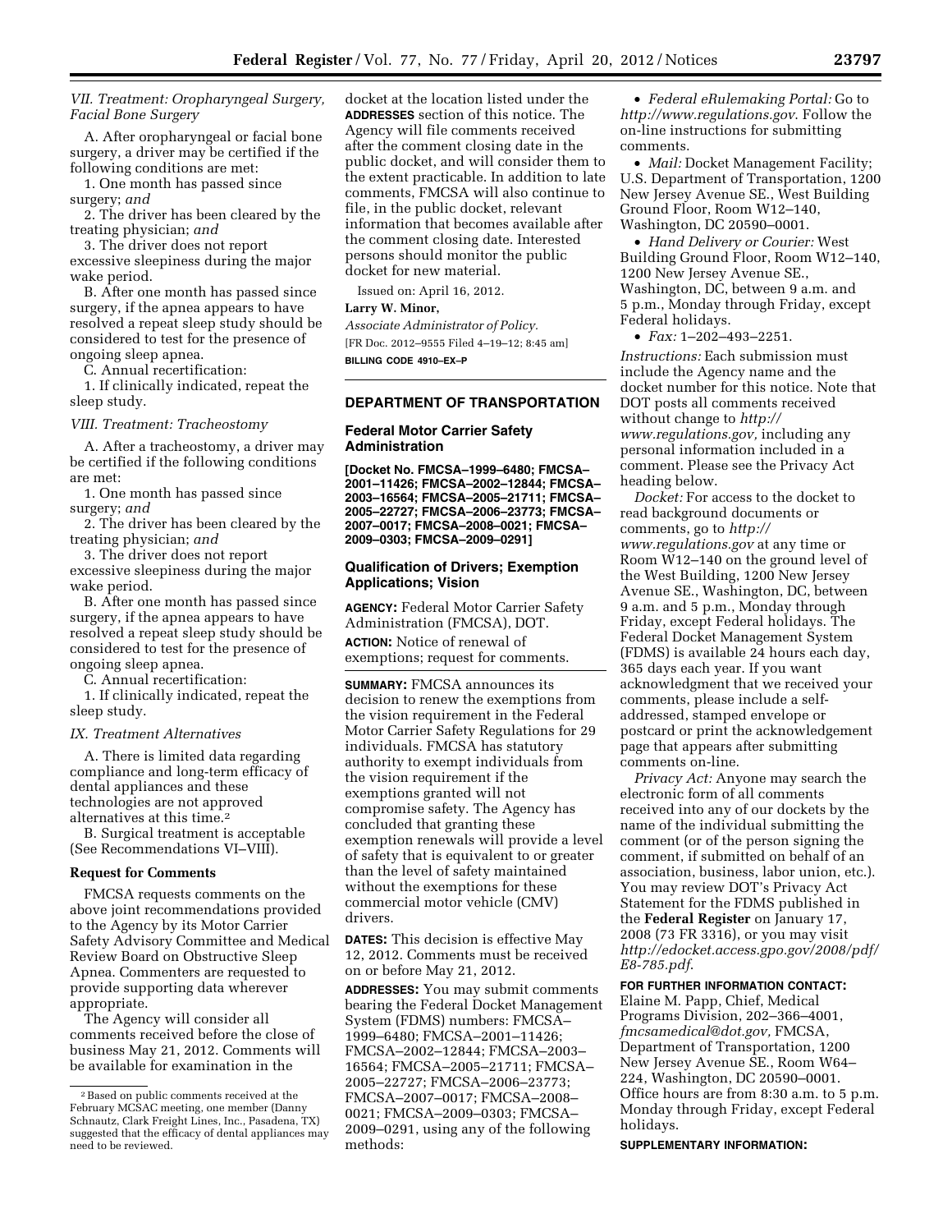*VII. Treatment: Oropharyngeal Surgery, Facial Bone Surgery*

A. After oropharyngeal or facial bone surgery, a driver may be certified if the following conditions are met:

1. One month has passed since surgery; *and*

2. The driver has been cleared by the treating physician; *and*

3. The driver does not report excessive sleepiness during the major wake period.

B. After one month has passed since surgery, if the apnea appears to have resolved a repeat sleep study should be considered to test for the presence of ongoing sleep apnea.

C. Annual recertification:

1. If clinically indicated, repeat the sleep study.

*VIII. Treatment: Tracheostomy*

A. After a tracheostomy, a driver may be certified if the following conditions are met:

1. One month has passed since surgery; *and*

2. The driver has been cleared by the treating physician; *and*

3. The driver does not report excessive sleepiness during the major wake period.

B. After one month has passed since surgery, if the apnea appears to have resolved a repeat sleep study should be considered to test for the presence of ongoing sleep apnea.

C. Annual recertification:

1. If clinically indicated, repeat the sleep study.

*IX. Treatment Alternatives*

A. There is limited data regarding compliance and long-term efficacy of dental appliances and these technologies are not approved alternatives at this time.[2]

B. Surgical treatment is acceptable (See Recommendations VI–VIII).

**Request for Comments**

FMCSA requests comments on the above joint recommendations provided to the Agency by its Motor Carrier Safety Advisory Committee and Medical Review Board on Obstructive Sleep Apnea. Commenters are requested to provide supporting data wherever appropriate.

The Agency will consider all comments received before the close of business May 21, 2012. Comments will be available for examination in the docket at the location listed under the **ADDRESSES** section of this notice. The Agency will file comments received after the comment closing date in the public docket, and will consider them to the extent practicable. In addition to late comments, FMCSA will also continue to file, in the public docket, relevant information that becomes available after the comment closing date. Interested persons should monitor the public docket for new material.

Issued on: April 16, 2012.

**Larry W. Minor,**

*Associate Administrator of Policy.*

[FR Doc. 2012–9555 Filed 4–19–12; 8:45 am]

**BILLING CODE 4910–EX–P**

[2] Based on public comments received at the February MCSAC meeting, one member (Danny Schnautz, Clark Freight Lines, Inc., Pasadena, TX) suggested that the efficacy of dental appliances may need to be reviewed.

---

## DEPARTMENT OF TRANSPORTATION

### Federal Motor Carrier Safety Administration

**[Docket No. FMCSA–1999–6480; FMCSA–2001–11426; FMCSA–2002–12844; FMCSA–2003–16564; FMCSA–2005–21711; FMCSA–2005–22727; FMCSA–2006–23773; FMCSA–2007–0017; FMCSA–2008–0021; FMCSA–2009–0303; FMCSA–2009–0291]**

### Qualification of Drivers; Exemption Applications; Vision

**AGENCY:** Federal Motor Carrier Safety Administration (FMCSA), DOT.

**ACTION:** Notice of renewal of exemptions; request for comments.

**SUMMARY:** FMCSA announces its decision to renew the exemptions from the vision requirement in the Federal Motor Carrier Safety Regulations for 29 individuals. FMCSA has statutory authority to exempt individuals from the vision requirement if the exemptions granted will not compromise safety. The Agency has concluded that granting these exemption renewals will provide a level of safety that is equivalent to or greater than the level of safety maintained without the exemptions for these commercial motor vehicle (CMV) drivers.

**DATES:** This decision is effective May 12, 2012. Comments must be received on or before May 21, 2012.

**ADDRESSES:** You may submit comments bearing the Federal Docket Management System (FDMS) numbers: FMCSA–1999–6480; FMCSA–2001–11426; FMCSA–2002–12844; FMCSA–2003–16564; FMCSA–2005–21711; FMCSA–2005–22727; FMCSA–2006–23773; FMCSA–2007–0017; FMCSA–2008–0021; FMCSA–2009–0303; FMCSA–2009–0291, using any of the following methods:

- *Federal eRulemaking Portal:* Go to *http://www.regulations.gov*. Follow the on-line instructions for submitting comments.
- *Mail:* Docket Management Facility; U.S. Department of Transportation, 1200 New Jersey Avenue SE., West Building Ground Floor, Room W12–140, Washington, DC 20590–0001.
- *Hand Delivery or Courier:* West Building Ground Floor, Room W12–140, 1200 New Jersey Avenue SE., Washington, DC, between 9 a.m. and 5 p.m., Monday through Friday, except Federal holidays.
- *Fax:* 1–202–493–2251.

*Instructions:* Each submission must include the Agency name and the docket number for this notice. Note that DOT posts all comments received without change to *http://www.regulations.gov,* including any personal information included in a comment. Please see the Privacy Act heading below.

*Docket:* For access to the docket to read background documents or comments, go to *http://www.regulations.gov* at any time or Room W12–140 on the ground level of the West Building, 1200 New Jersey Avenue SE., Washington, DC, between 9 a.m. and 5 p.m., Monday through Friday, except Federal holidays. The Federal Docket Management System (FDMS) is available 24 hours each day, 365 days each year. If you want acknowledgment that we received your comments, please include a self-addressed, stamped envelope or postcard or print the acknowledgement page that appears after submitting comments on-line.

*Privacy Act:* Anyone may search the electronic form of all comments received into any of our dockets by the name of the individual submitting the comment (or of the person signing the comment, if submitted on behalf of an association, business, labor union, etc.). You may review DOT's Privacy Act Statement for the FDMS published in the **Federal Register** on January 17, 2008 (73 FR 3316), or you may visit *http://edocket.access.gpo.gov/2008/pdf/E8-785.pdf*.

**FOR FURTHER INFORMATION CONTACT:** Elaine M. Papp, Chief, Medical Programs Division, 202–366–4001, *fmcsamedical@dot.gov,* FMCSA, Department of Transportation, 1200 New Jersey Avenue SE., Room W64–224, Washington, DC 20590–0001. Office hours are from 8:30 a.m. to 5 p.m. Monday through Friday, except Federal holidays.

**SUPPLEMENTARY INFORMATION:**